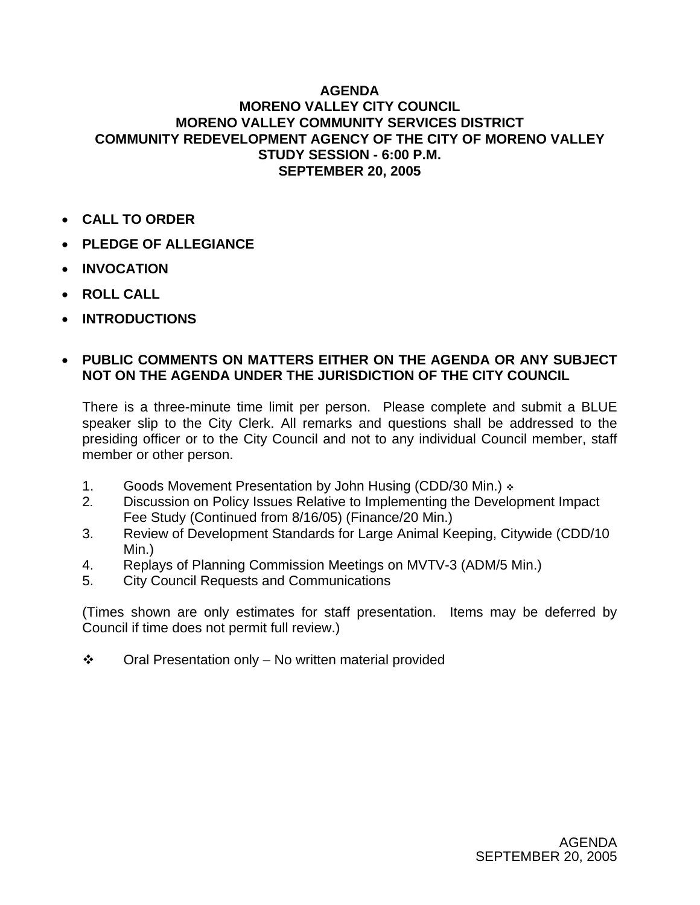# AGENDA
## MORENO VALLEY CITY COUNCIL
## MORENO VALLEY COMMUNITY SERVICES DISTRICT
## COMMUNITY REDEVELOPMENT AGENCY OF THE CITY OF MORENO VALLEY
## STUDY SESSION - 6:00 P.M.
## SEPTEMBER 20, 2005

- **CALL TO ORDER**
- **PLEDGE OF ALLEGIANCE**
- **INVOCATION**
- **ROLL CALL**
- **INTRODUCTIONS**

- **PUBLIC COMMENTS ON MATTERS EITHER ON THE AGENDA OR ANY SUBJECT NOT ON THE AGENDA UNDER THE JURISDICTION OF THE CITY COUNCIL**

  There is a three-minute time limit per person. Please complete and submit a BLUE speaker slip to the City Clerk. All remarks and questions shall be addressed to the presiding officer or to the City Council and not to any individual Council member, staff member or other person.

1. Goods Movement Presentation by John Husing (CDD/30 Min.) ❖
2. Discussion on Policy Issues Relative to Implementing the Development Impact Fee Study (Continued from 8/16/05) (Finance/20 Min.)
3. Review of Development Standards for Large Animal Keeping, Citywide (CDD/10 Min.)
4. Replays of Planning Commission Meetings on MVTV-3 (ADM/5 Min.)
5. City Council Requests and Communications

(Times shown are only estimates for staff presentation. Items may be deferred by Council if time does not permit full review.)

❖ Oral Presentation only – No written material provided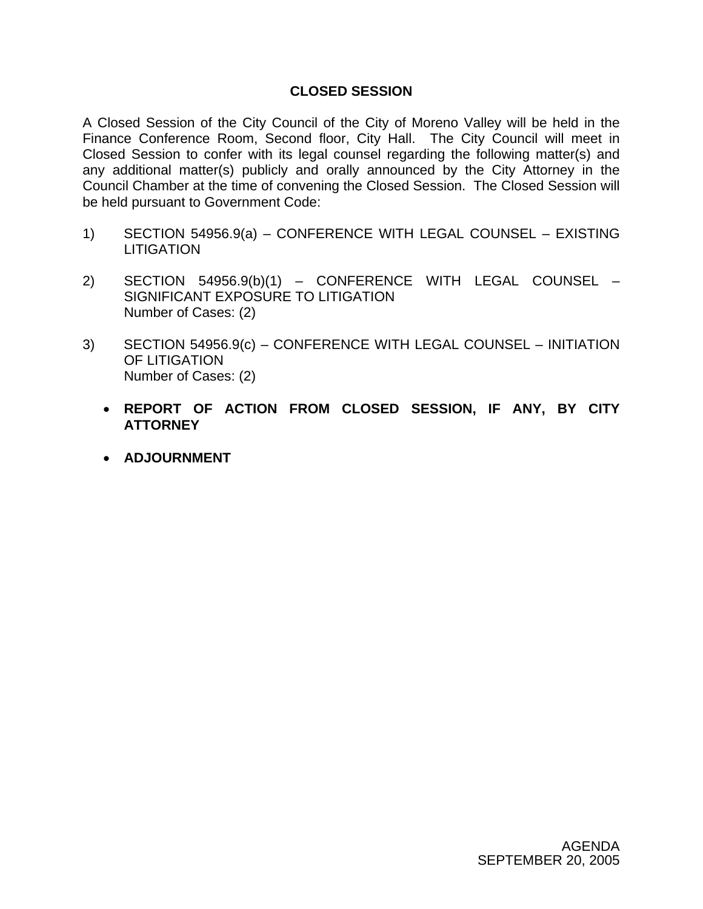## CLOSED SESSION

A Closed Session of the City Council of the City of Moreno Valley will be held in the Finance Conference Room, Second floor, City Hall. The City Council will meet in Closed Session to confer with its legal counsel regarding the following matter(s) and any additional matter(s) publicly and orally announced by the City Attorney in the Council Chamber at the time of convening the Closed Session. The Closed Session will be held pursuant to Government Code:

1) SECTION 54956.9(a) – CONFERENCE WITH LEGAL COUNSEL – EXISTING LITIGATION

2) SECTION 54956.9(b)(1) – CONFERENCE WITH LEGAL COUNSEL – SIGNIFICANT EXPOSURE TO LITIGATION
   Number of Cases: (2)

3) SECTION 54956.9(c) – CONFERENCE WITH LEGAL COUNSEL – INITIATION OF LITIGATION
   Number of Cases: (2)

- **REPORT OF ACTION FROM CLOSED SESSION, IF ANY, BY CITY ATTORNEY**

- **ADJOURNMENT**